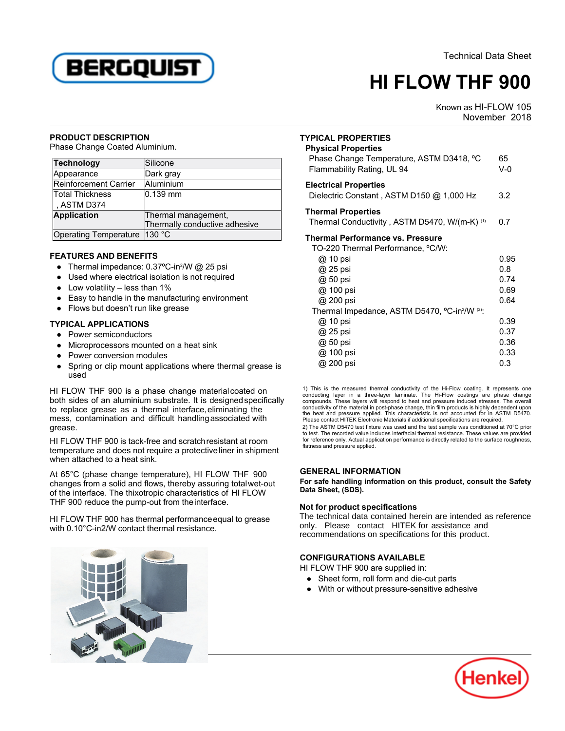Technical Data Sheet

# HI FLOW THF 900

Known as HI-FLOW 105
November 2018

## PRODUCT DESCRIPTION

Phase Change Coated Aluminium.

| **Technology** | Silicone |
|---|---|
| Appearance | Dark gray |
| Reinforcement Carrier | Aluminium |
| Total Thickness , ASTM D374 | 0.139 mm |
| **Application** | Thermal management, Thermally conductive adhesive |
| Operating Temperature | 130 °C |

## FEATURES AND BENEFITS

- Thermal impedance: 0.37ºC-in²/W @ 25 psi
- Used where electrical isolation is not required
- Low volatility – less than 1%
- Easy to handle in the manufacturing environment
- Flows but doesn't run like grease

## TYPICAL APPLICATIONS

- Power semiconductors
- Microprocessors mounted on a heat sink
- Power conversion modules
- Spring or clip mount applications where thermal grease is used

HI FLOW THF 900 is a phase change material coated on both sides of an aluminium substrate. It is designed specifically to replace grease as a thermal interface, eliminating the mess, contamination and difficult handling associated with grease.

HI FLOW THF 900 is tack-free and scratch resistant at room temperature and does not require a protective liner in shipment when attached to a heat sink.

At 65°C (phase change temperature), HI FLOW THF 900 changes from a solid and flows, thereby assuring total wet-out of the interface. The thixotropic characteristics of HI FLOW THF 900 reduce the pump-out from the interface.

HI FLOW THF 900 has thermal performance equal to grease with 0.10°C-in2/W contact thermal resistance.

## TYPICAL PROPERTIES

### Physical Properties

| | |
|---|---|
| Phase Change Temperature, ASTM D3418, ºC | 65 |
| Flammability Rating, UL 94 | V-0 |

### Electrical Properties

| | |
|---|---|
| Dielectric Constant , ASTM D150 @ 1,000 Hz | 3.2 |

### Thermal Properties

| | |
|---|---|
| Thermal Conductivity , ASTM D5470, W/(m-K) [1] | 0.7 |

### Thermal Performance vs. Pressure

| | |
|---|---|
| TO-220 Thermal Performance, ºC/W: | |
| @ 10 psi | 0.95 |
| @ 25 psi | 0.8 |
| @ 50 psi | 0.74 |
| @ 100 psi | 0.69 |
| @ 200 psi | 0.64 |
| Thermal Impedance, ASTM D5470, ºC-in²/W [2]: | |
| @ 10 psi | 0.39 |
| @ 25 psi | 0.37 |
| @ 50 psi | 0.36 |
| @ 100 psi | 0.33 |
| @ 200 psi | 0.3 |

1) This is the measured thermal conductivity of the Hi-Flow coating. It represents one conducting layer in a three-layer laminate. The Hi-Flow coatings are phase change compounds. These layers will respond to heat and pressure induced stresses. The overall conductivity of the material in post-phase change, thin film products is highly dependent upon the heat and pressure applied. This characteristic is not accounted for in ASTM D5470. Please contact HITEK Electronic Materials if additional specifications are required.

2) The ASTM D5470 test fixture was used and the test sample was conditioned at 70°C prior to test. The recorded value includes interfacial thermal resistance. These values are provided for reference only. Actual application performance is directly related to the surface roughness, flatness and pressure applied.

## GENERAL INFORMATION

**For safe handling information on this product, consult the Safety Data Sheet, (SDS).**

### Not for product specifications

The technical data contained herein are intended as reference only. Please contact HITEK for assistance and recommendations on specifications for this product.

## CONFIGURATIONS AVAILABLE

HI FLOW THF 900 are supplied in:

- Sheet form, roll form and die-cut parts
- With or without pressure-sensitive adhesive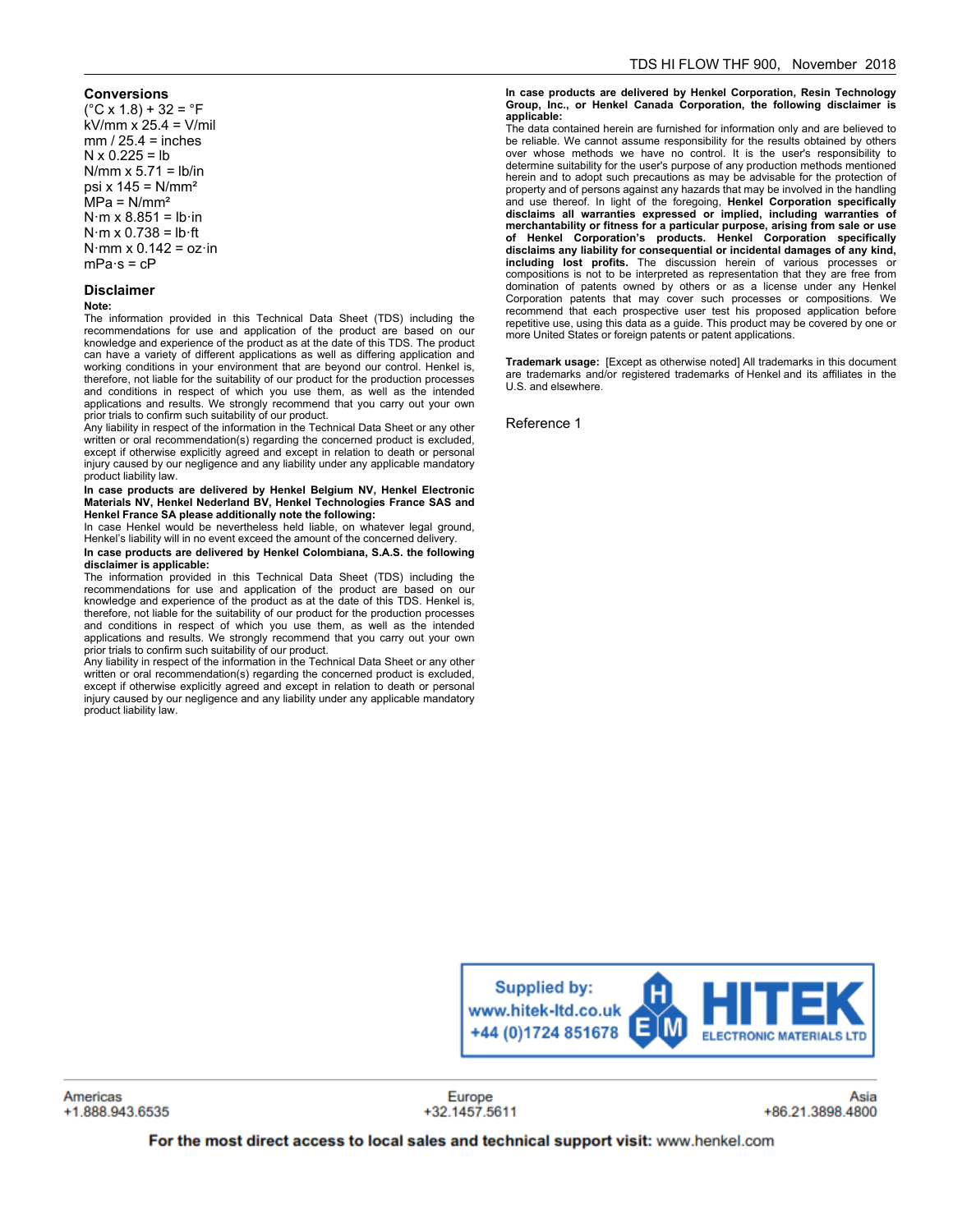## Conversions

(°C x 1.8) + 32 = °F
kV/mm x 25.4 = V/mil
mm / 25.4 = inches
N x 0.225 = lb
N/mm x 5.71 = lb/in
psi x 145 = N/mm²
MPa = N/mm²
N·m x 8.851 = lb·in
N·m x 0.738 = lb·ft
N·mm x 0.142 = oz·in
mPa·s = cP

## Disclaimer

**Note:**
The information provided in this Technical Data Sheet (TDS) including the recommendations for use and application of the product are based on our knowledge and experience of the product as at the date of this TDS. The product can have a variety of different applications as well as differing application and working conditions in your environment that are beyond our control. Henkel is, therefore, not liable for the suitability of our product for the production processes and conditions in respect of which you use them, as well as the intended applications and results. We strongly recommend that you carry out your own prior trials to confirm such suitability of our product.
Any liability in respect of the information in the Technical Data Sheet or any other written or oral recommendation(s) regarding the concerned product is excluded, except if otherwise explicitly agreed and except in relation to death or personal injury caused by our negligence and any liability under any applicable mandatory product liability law.

**In case products are delivered by Henkel Belgium NV, Henkel Electronic Materials NV, Henkel Nederland BV, Henkel Technologies France SAS and Henkel France SA please additionally note the following:**
In case Henkel would be nevertheless held liable, on whatever legal ground, Henkel's liability will in no event exceed the amount of the concerned delivery.

**In case products are delivered by Henkel Colombiana, S.A.S. the following disclaimer is applicable:**
The information provided in this Technical Data Sheet (TDS) including the recommendations for use and application of the product are based on our knowledge and experience of the product as at the date of this TDS. Henkel is, therefore, not liable for the suitability of our product for the production processes and conditions in respect of which you use them, as well as the intended applications and results. We strongly recommend that you carry out your own prior trials to confirm such suitability of our product.
Any liability in respect of the information in the Technical Data Sheet or any other written or oral recommendation(s) regarding the concerned product is excluded, except if otherwise explicitly agreed and except in relation to death or personal injury caused by our negligence and any liability under any applicable mandatory product liability law.

**In case products are delivered by Henkel Corporation, Resin Technology Group, Inc., or Henkel Canada Corporation, the following disclaimer is applicable:**
The data contained herein are furnished for information only and are believed to be reliable. We cannot assume responsibility for the results obtained by others over whose methods we have no control. It is the user's responsibility to determine suitability for the user's purpose of any production methods mentioned herein and to adopt such precautions as may be advisable for the protection of property and of persons against any hazards that may be involved in the handling and use thereof. In light of the foregoing, **Henkel Corporation specifically disclaims all warranties expressed or implied, including warranties of merchantability or fitness for a particular purpose, arising from sale or use of Henkel Corporation's products. Henkel Corporation specifically disclaims any liability for consequential or incidental damages of any kind, including lost profits.** The discussion herein of various processes or compositions is not to be interpreted as representation that they are free from domination of patents owned by others or as a license under any Henkel Corporation patents that may cover such processes or compositions. We recommend that each prospective user test his proposed application before repetitive use, using this data as a guide. This product may be covered by one or more United States or foreign patents or patent applications.

**Trademark usage:** [Except as otherwise noted] All trademarks in this document are trademarks and/or registered trademarks of Henkel and its affiliates in the U.S. and elsewhere.

Reference 1

Supplied by:
www.hitek-ltd.co.uk
+44 (0)1724 851678
HITEK ELECTRONIC MATERIALS LTD

Americas
+1.888.943.6535

Europe
+32.1457.5611

Asia
+86.21.3898.4800

**For the most direct access to local sales and technical support visit:** www.henkel.com